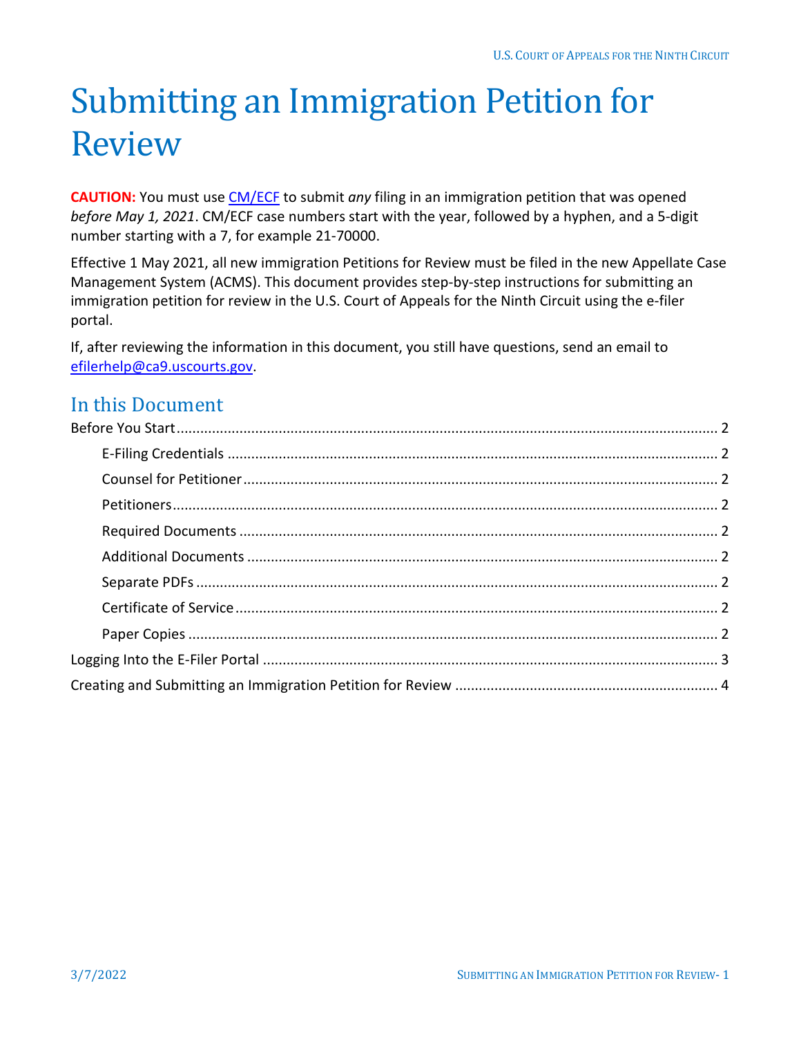# Submitting an Immigration Petition for Review

**CAUTION:** You must use [CM/ECF](CM/ECF) to submit *any* filing in an immigration petition that was opened *before May 1, 2021*. CM/ECF case numbers start with the year, followed by a hyphen, and a 5-digit number starting with a 7, for example 21-70000.

Effective 1 May 2021, all new immigration Petitions for Review must be filed in the new Appellate Case Management System (ACMS). This document provides step-by-step instructions for submitting an immigration petition for review in the U.S. Court of Appeals for the Ninth Circuit using the e-filer portal.

If, after reviewing the information in this document, you still have questions, send an email to efilerhelp@ca9.uscourts.gov.

## In this Document

- Before You Start ..... 2
  - E-Filing Credentials ..... 2
  - Counsel for Petitioner ..... 2
  - Petitioners ..... 2
  - Required Documents ..... 2
  - Additional Documents ..... 2
  - Separate PDFs ..... 2
  - Certificate of Service ..... 2
  - Paper Copies ..... 2
- Logging Into the E-Filer Portal ..... 3
- Creating and Submitting an Immigration Petition for Review ..... 4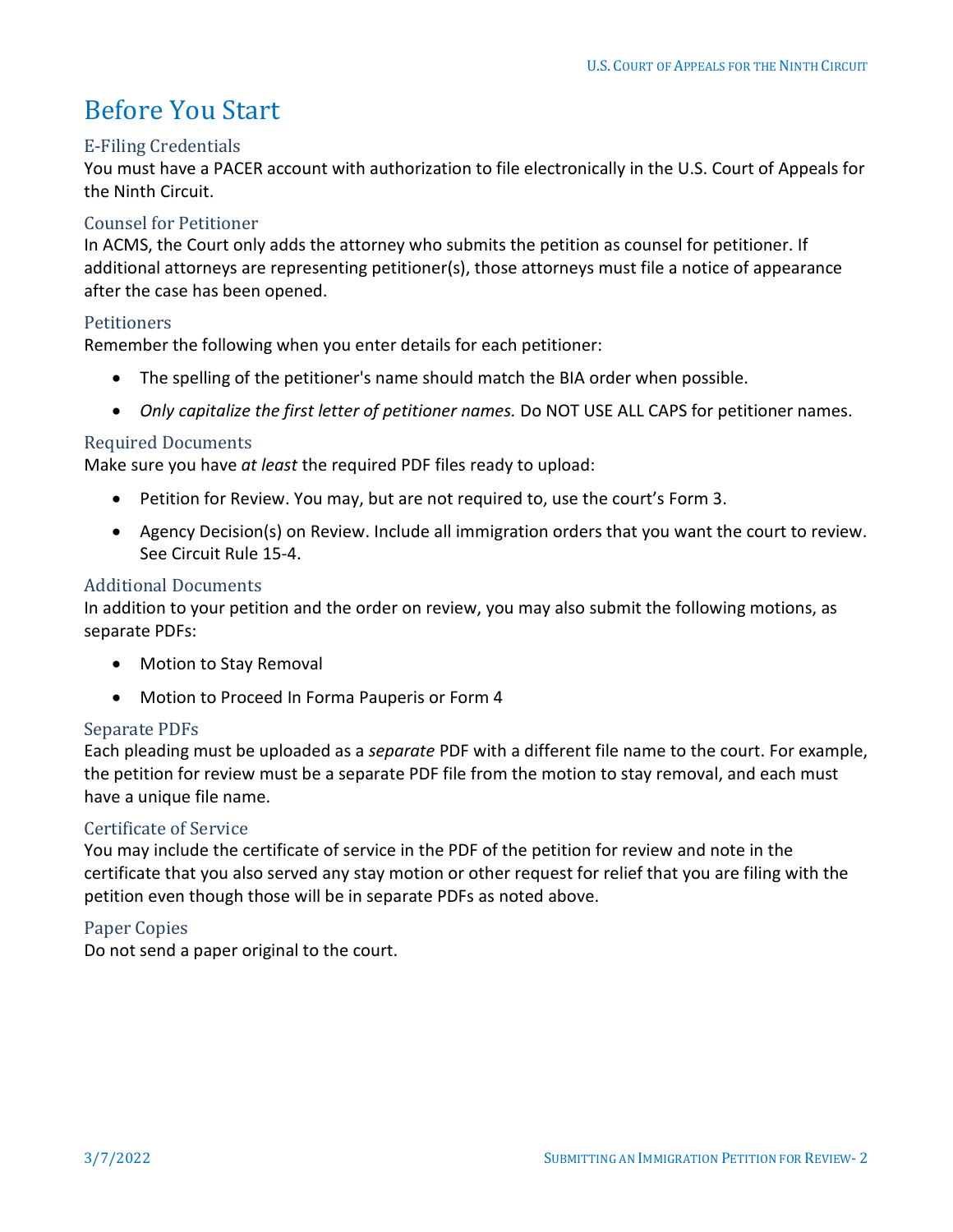# Before You Start

## E-Filing Credentials

You must have a PACER account with authorization to file electronically in the U.S. Court of Appeals for the Ninth Circuit.

## Counsel for Petitioner

In ACMS, the Court only adds the attorney who submits the petition as counsel for petitioner. If additional attorneys are representing petitioner(s), those attorneys must file a notice of appearance after the case has been opened.

## Petitioners

Remember the following when you enter details for each petitioner:

- The spelling of the petitioner's name should match the BIA order when possible.
- *Only capitalize the first letter of petitioner names.* Do NOT USE ALL CAPS for petitioner names.

## Required Documents

Make sure you have *at least* the required PDF files ready to upload:

- Petition for Review. You may, but are not required to, use the court's Form 3.
- Agency Decision(s) on Review. Include all immigration orders that you want the court to review. See Circuit Rule 15-4.

## Additional Documents

In addition to your petition and the order on review, you may also submit the following motions, as separate PDFs:

- Motion to Stay Removal
- Motion to Proceed In Forma Pauperis or Form 4

## Separate PDFs

Each pleading must be uploaded as a *separate* PDF with a different file name to the court. For example, the petition for review must be a separate PDF file from the motion to stay removal, and each must have a unique file name.

## Certificate of Service

You may include the certificate of service in the PDF of the petition for review and note in the certificate that you also served any stay motion or other request for relief that you are filing with the petition even though those will be in separate PDFs as noted above.

## Paper Copies

Do not send a paper original to the court.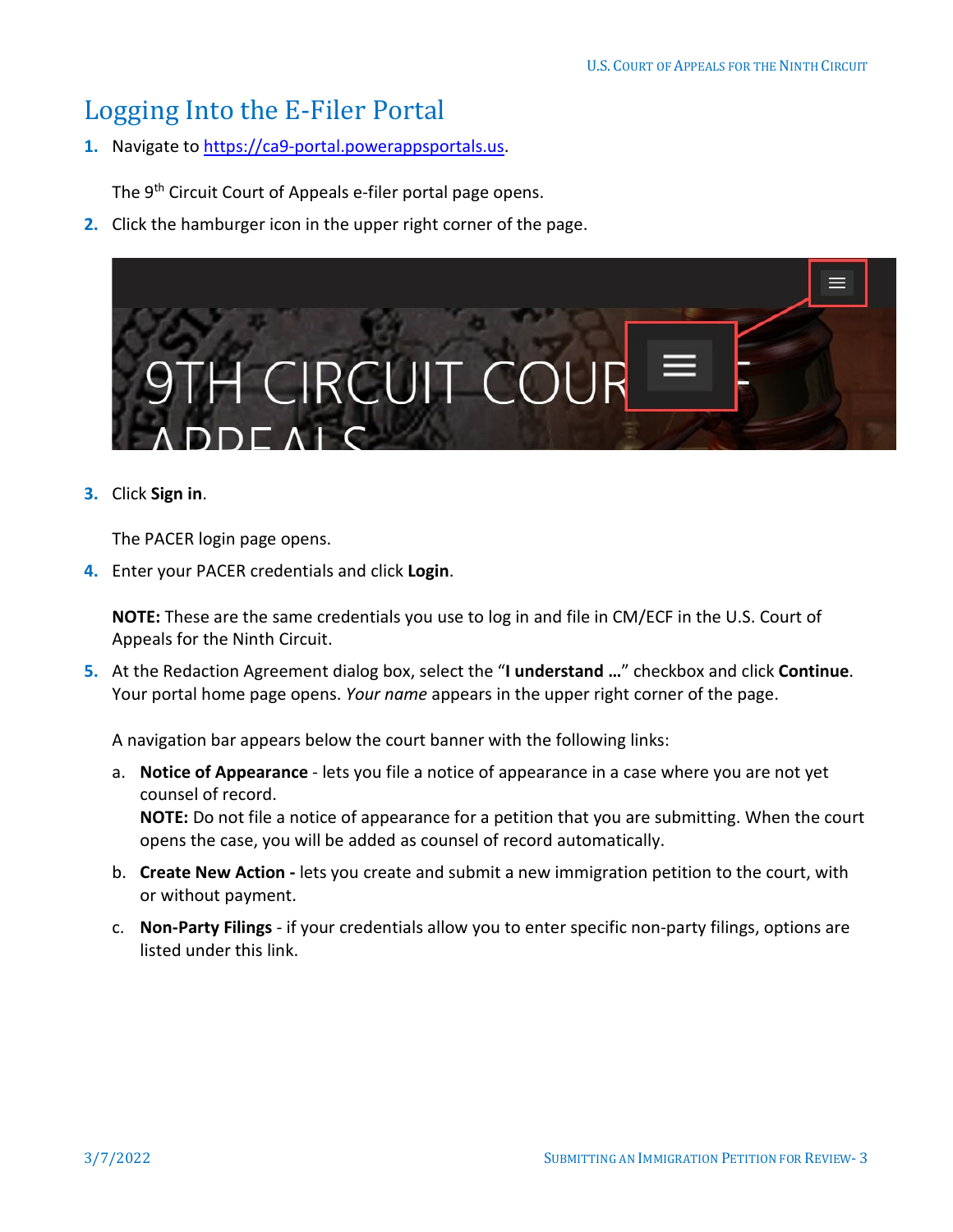# Logging Into the E-Filer Portal

1. Navigate to [https://ca9-portal.powerappsportals.us](https://ca9-portal.powerappsportals.us).

   The 9th Circuit Court of Appeals e-filer portal page opens.

2. Click the hamburger icon in the upper right corner of the page.

3. Click **Sign in**.

   The PACER login page opens.

4. Enter your PACER credentials and click **Login**.

   **NOTE:** These are the same credentials you use to log in and file in CM/ECF in the U.S. Court of Appeals for the Ninth Circuit.

5. At the Redaction Agreement dialog box, select the "**I understand …**" checkbox and click **Continue**. Your portal home page opens. *Your name* appears in the upper right corner of the page.

   A navigation bar appears below the court banner with the following links:

   a. **Notice of Appearance** - lets you file a notice of appearance in a case where you are not yet counsel of record.
      **NOTE:** Do not file a notice of appearance for a petition that you are submitting. When the court opens the case, you will be added as counsel of record automatically.

   b. **Create New Action -** lets you create and submit a new immigration petition to the court, with or without payment.

   c. **Non-Party Filings** - if your credentials allow you to enter specific non-party filings, options are listed under this link.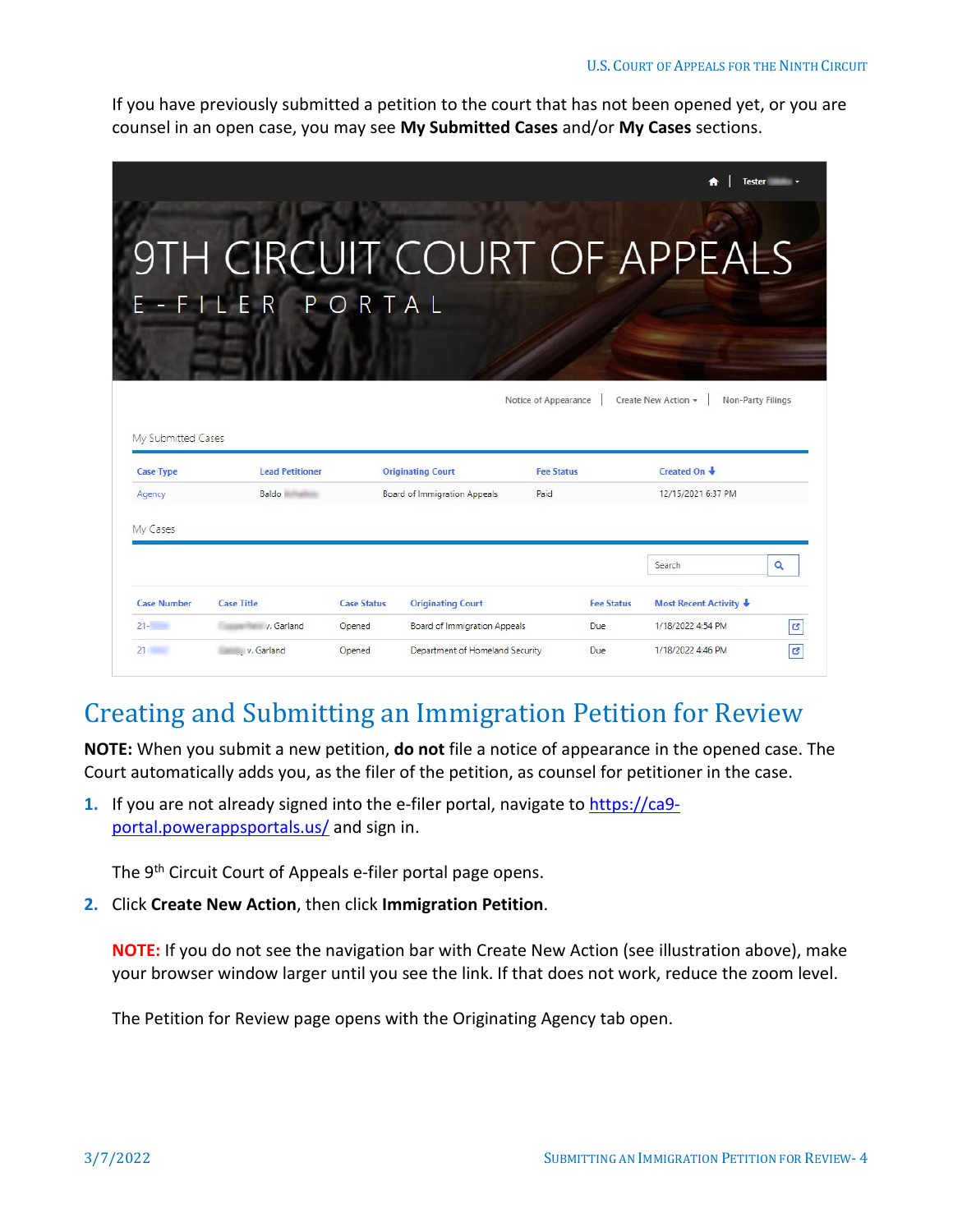If you have previously submitted a petition to the court that has not been opened yet, or you are counsel in an open case, you may see **My Submitted Cases** and/or **My Cases** sections.

## Creating and Submitting an Immigration Petition for Review

**NOTE:** When you submit a new petition, **do not** file a notice of appearance in the opened case. The Court automatically adds you, as the filer of the petition, as counsel for petitioner in the case.

1. If you are not already signed into the e-filer portal, navigate to [https://ca9-portal.powerappsportals.us/](https://ca9-portal.powerappsportals.us/) and sign in.

   The 9th Circuit Court of Appeals e-filer portal page opens.

2. Click **Create New Action**, then click **Immigration Petition**.

   **NOTE:** If you do not see the navigation bar with Create New Action (see illustration above), make your browser window larger until you see the link. If that does not work, reduce the zoom level.

   The Petition for Review page opens with the Originating Agency tab open.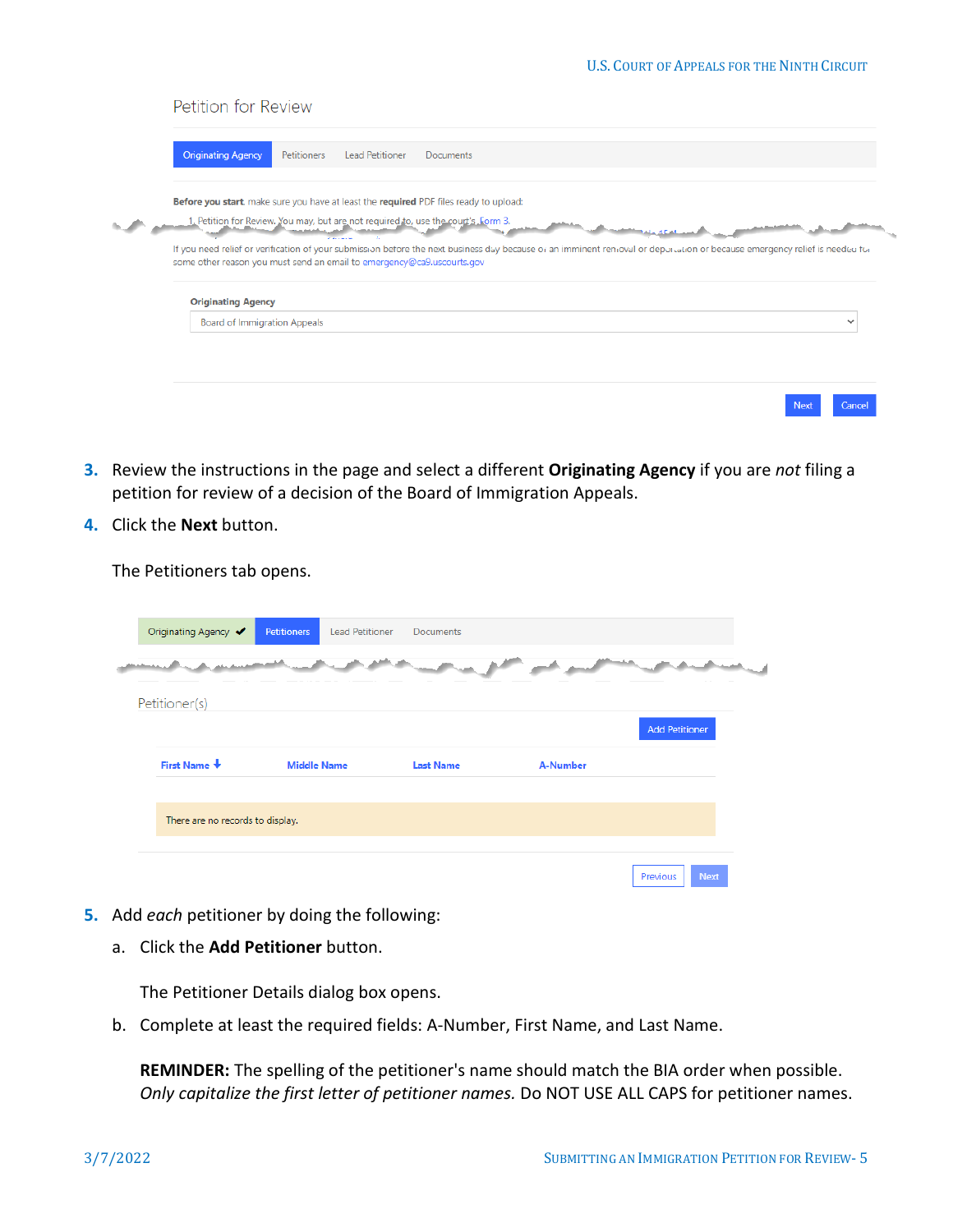Petition for Review

Originating Agency | Petitioners | Lead Petitioner | Documents

**Before you start** make sure you have at least the **required** PDF files ready to upload:

1. Petition for Review. You may, but are not required to, use the court's Form 3.

If you need relief or verification of your submission before the next business day because of an imminent removal or deportation or because emergency relief is needed for some other reason you must send an email to emergency@ca9.uscourts.gov

**Originating Agency**

Board of Immigration Appeals

Next | Cancel

3. Review the instructions in the page and select a different **Originating Agency** if you are *not* filing a petition for review of a decision of the Board of Immigration Appeals.
4. Click the **Next** button.

   The Petitioners tab opens.

Originating Agency ✔ | Petitioners | Lead Petitioner | Documents

Petitioner(s)

Add Petitioner

| First Name | Middle Name | Last Name | A-Number |
|---|---|---|---|
| There are no records to display. | | | |

Previous | Next

5. Add *each* petitioner by doing the following:
   a. Click the **Add Petitioner** button.

      The Petitioner Details dialog box opens.

   b. Complete at least the required fields: A-Number, First Name, and Last Name.

      **REMINDER:** The spelling of the petitioner's name should match the BIA order when possible. *Only capitalize the first letter of petitioner names.* Do NOT USE ALL CAPS for petitioner names.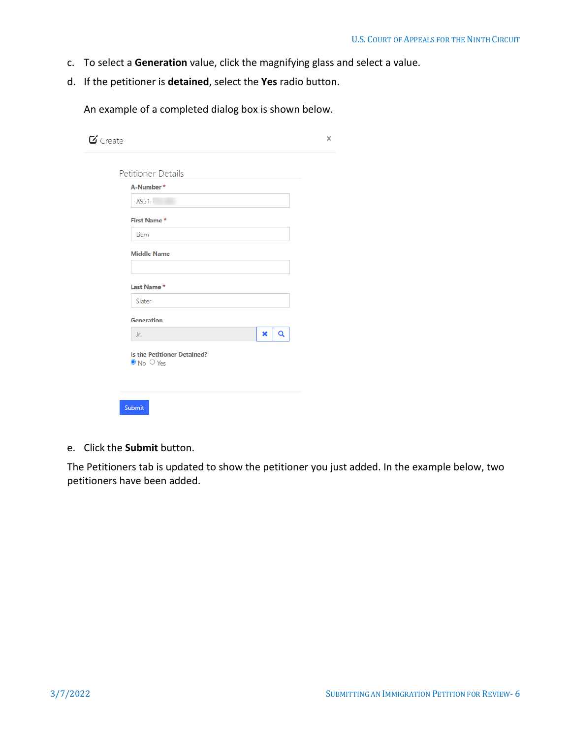c. To select a **Generation** value, click the magnifying glass and select a value.

d. If the petitioner is **detained**, select the **Yes** radio button.

An example of a completed dialog box is shown below.

e. Click the **Submit** button.

The Petitioners tab is updated to show the petitioner you just added. In the example below, two petitioners have been added.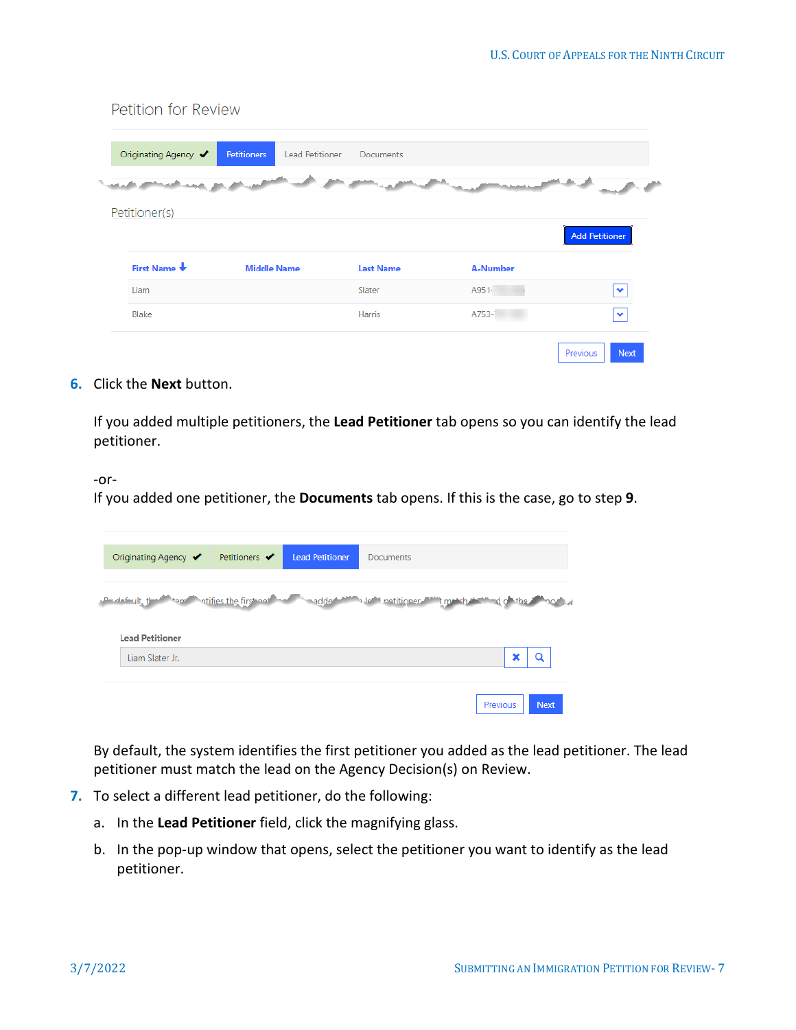Petition for Review

Originating Agency ✔ | Petitioners | Lead Petitioner | Documents

Petitioner(s)

Add Petitioner

| First Name | Middle Name | Last Name | A-Number |
|---|---|---|---|
| Liam | | Slater | A951- |
| Blake | | Harris | A753- |

Previous | Next

6. Click the **Next** button.

   If you added multiple petitioners, the **Lead Petitioner** tab opens so you can identify the lead petitioner.

   -or-
   If you added one petitioner, the **Documents** tab opens. If this is the case, go to step **9**.

Originating Agency ✔ | Petitioners ✔ | Lead Petitioner | Documents

**Lead Petitioner**

Liam Slater Jr.

Previous | Next

   By default, the system identifies the first petitioner you added as the lead petitioner. The lead petitioner must match the lead on the Agency Decision(s) on Review.

7. To select a different lead petitioner, do the following:

   a. In the **Lead Petitioner** field, click the magnifying glass.

   b. In the pop-up window that opens, select the petitioner you want to identify as the lead petitioner.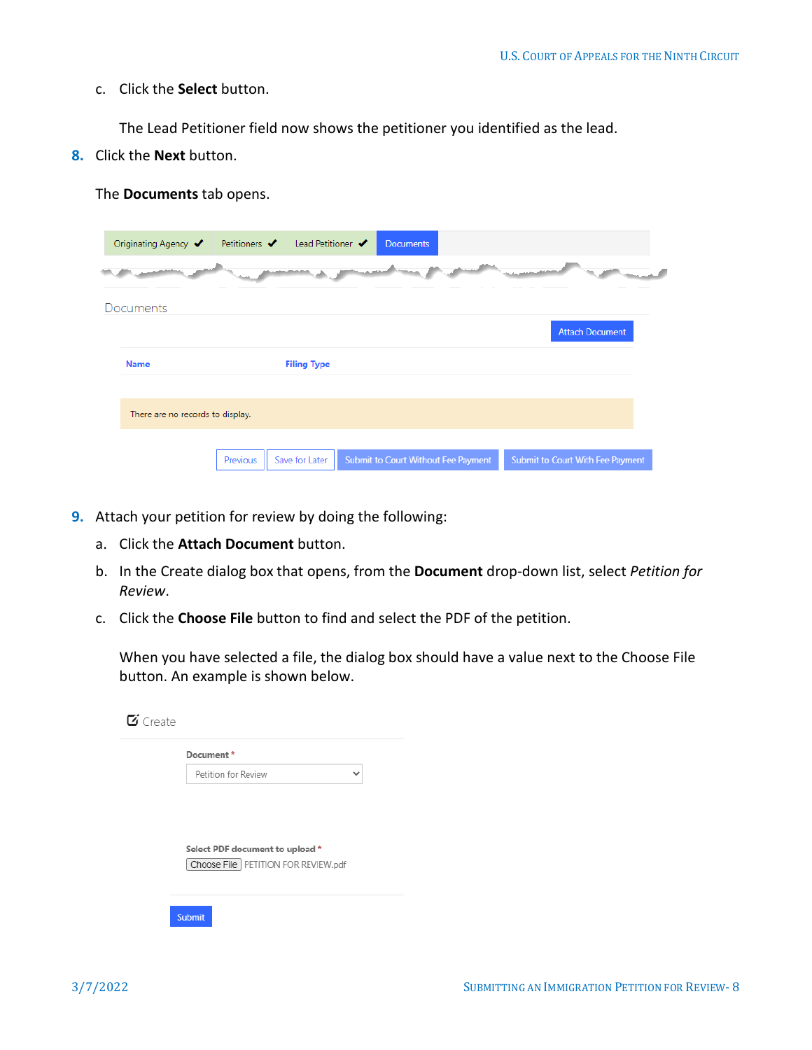c. Click the **Select** button.

   The Lead Petitioner field now shows the petitioner you identified as the lead.

8. Click the **Next** button.

   The **Documents** tab opens.

9. Attach your petition for review by doing the following:

   a. Click the **Attach Document** button.

   b. In the Create dialog box that opens, from the **Document** drop-down list, select *Petition for Review*.

   c. Click the **Choose File** button to find and select the PDF of the petition.

   When you have selected a file, the dialog box should have a value next to the Choose File button. An example is shown below.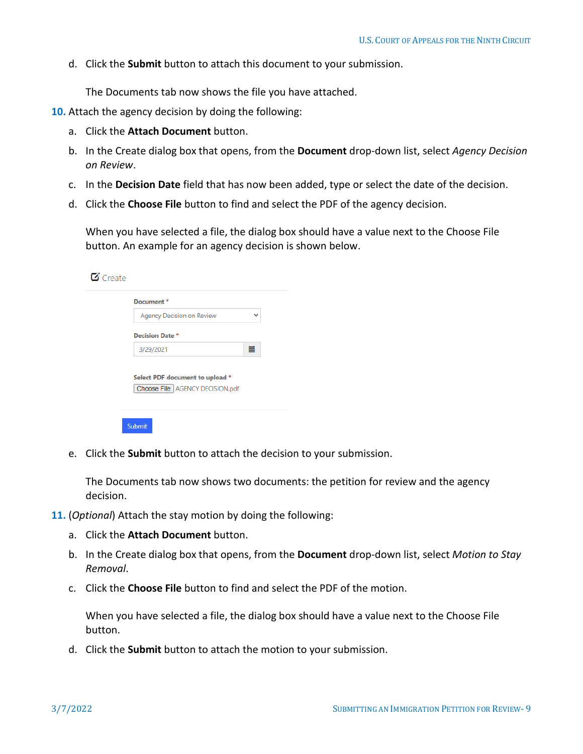d. Click the **Submit** button to attach this document to your submission.

   The Documents tab now shows the file you have attached.

10. Attach the agency decision by doing the following:

    a. Click the **Attach Document** button.

    b. In the Create dialog box that opens, from the **Document** drop-down list, select *Agency Decision on Review*.

    c. In the **Decision Date** field that has now been added, type or select the date of the decision.

    d. Click the **Choose File** button to find and select the PDF of the agency decision.

       When you have selected a file, the dialog box should have a value next to the Choose File button. An example for an agency decision is shown below.

    e. Click the **Submit** button to attach the decision to your submission.

       The Documents tab now shows two documents: the petition for review and the agency decision.

11. (*Optional*) Attach the stay motion by doing the following:

    a. Click the **Attach Document** button.

    b. In the Create dialog box that opens, from the **Document** drop-down list, select *Motion to Stay Removal*.

    c. Click the **Choose File** button to find and select the PDF of the motion.

       When you have selected a file, the dialog box should have a value next to the Choose File button.

    d. Click the **Submit** button to attach the motion to your submission.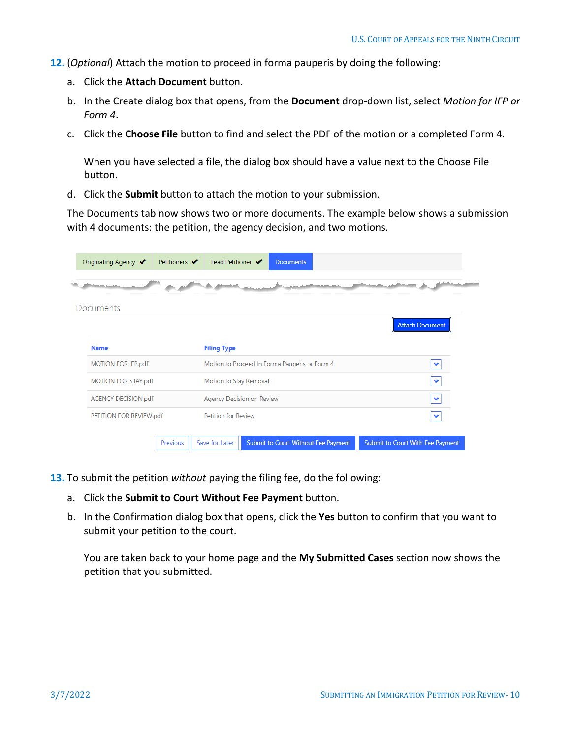12. (*Optional*) Attach the motion to proceed in forma pauperis by doing the following:

    a. Click the **Attach Document** button.

    b. In the Create dialog box that opens, from the **Document** drop-down list, select *Motion for IFP or Form 4*.

    c. Click the **Choose File** button to find and select the PDF of the motion or a completed Form 4.

       When you have selected a file, the dialog box should have a value next to the Choose File button.

    d. Click the **Submit** button to attach the motion to your submission.

    The Documents tab now shows two or more documents. The example below shows a submission with 4 documents: the petition, the agency decision, and two motions.

    Originating Agency ✔ | Petitioners ✔ | Lead Petitioner ✔ | Documents

    Documents

    Attach Document

    | Name | Filing Type |
    |---|---|
    | MOTION FOR IFP.pdf | Motion to Proceed In Forma Pauperis or Form 4 |
    | MOTION FOR STAY.pdf | Motion to Stay Removal |
    | AGENCY DECISION.pdf | Agency Decision on Review |
    | PETITION FOR REVIEW.pdf | Petition for Review |

    Previous | Save for Later | Submit to Court Without Fee Payment | Submit to Court With Fee Payment

13. To submit the petition *without* paying the filing fee, do the following:

    a. Click the **Submit to Court Without Fee Payment** button.

    b. In the Confirmation dialog box that opens, click the **Yes** button to confirm that you want to submit your petition to the court.

       You are taken back to your home page and the **My Submitted Cases** section now shows the petition that you submitted.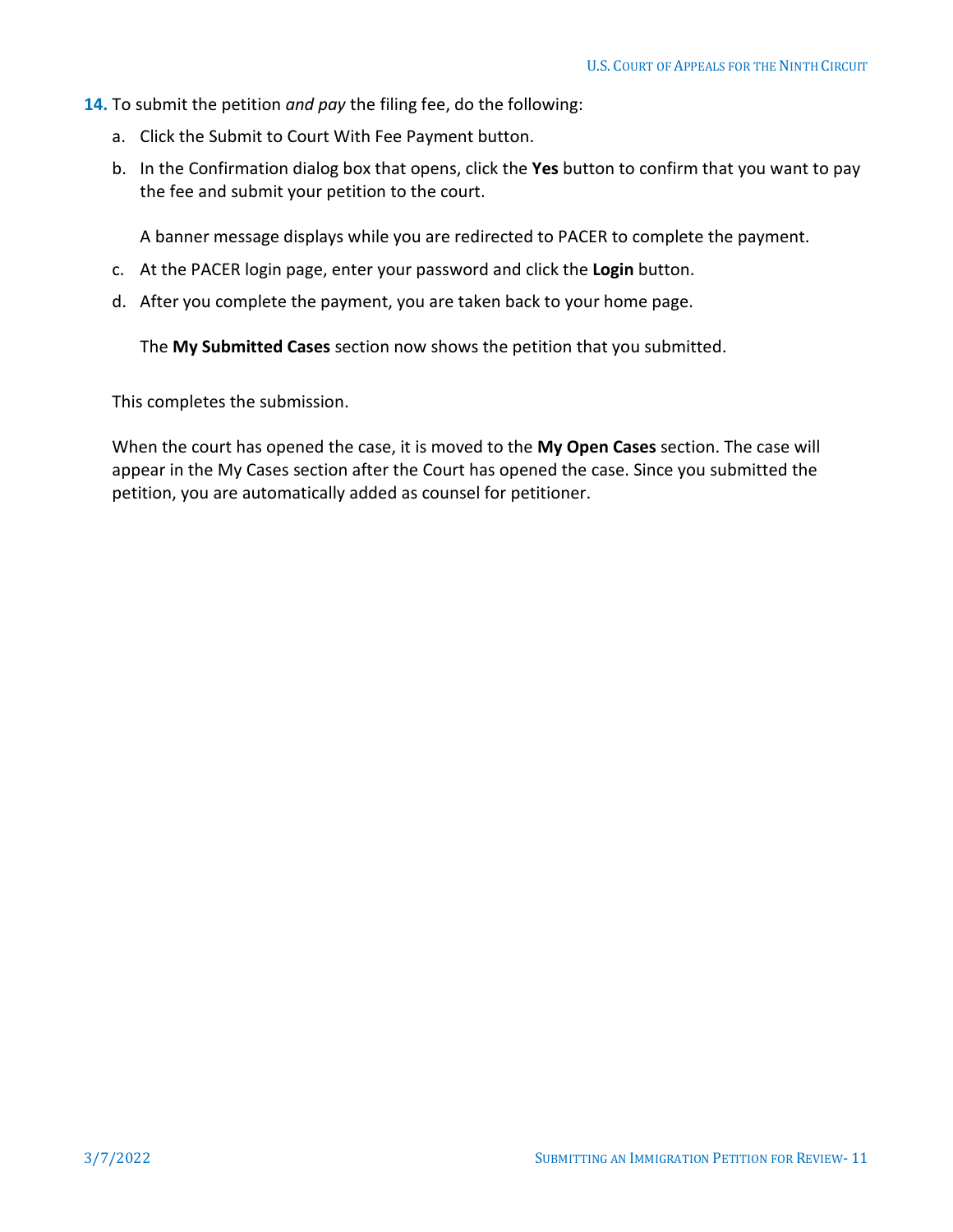**14.** To submit the petition *and pay* the filing fee, do the following:

a. Click the Submit to Court With Fee Payment button.

b. In the Confirmation dialog box that opens, click the **Yes** button to confirm that you want to pay the fee and submit your petition to the court.

   A banner message displays while you are redirected to PACER to complete the payment.

c. At the PACER login page, enter your password and click the **Login** button.

d. After you complete the payment, you are taken back to your home page.

   The **My Submitted Cases** section now shows the petition that you submitted.

This completes the submission.

When the court has opened the case, it is moved to the **My Open Cases** section. The case will appear in the My Cases section after the Court has opened the case. Since you submitted the petition, you are automatically added as counsel for petitioner.